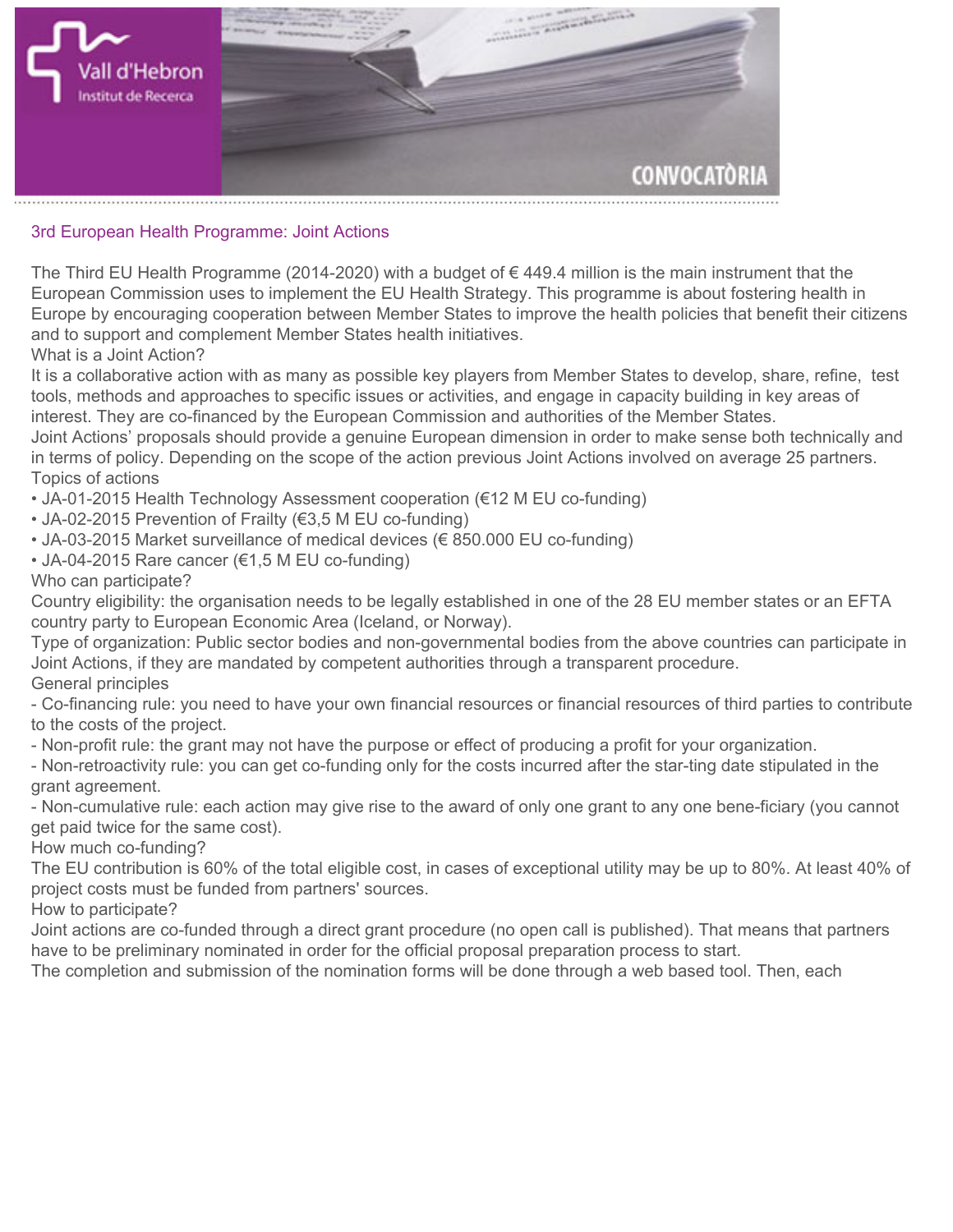## 3rd European Health Programme: Joint Actions

The Third EU Health Programme (2014-2020) with a budget of € 449.4 million is the main instrument that the European Commission uses to implement the EU Health Strategy. This programme is about fostering health in Europe by encouraging cooperation between Member States to improve the health policies that benefit their citizens and to support and complement Member States health initiatives.

### What is a Joint Action?

It is a collaborative action with as many as possible key players from Member States to develop, share, refine, test tools, methods and approaches to specific issues or activities, and engage in capacity building in key areas of interest. They are co-financed by the European Commission and authorities of the Member States.

Joint Actions' proposals should provide a genuine European dimension in order to make sense both technically and in terms of policy. Depending on the scope of the action previous Joint Actions involved on average 25 partners.

### Topics of actions

- JA-01-2015 Health Technology Assessment cooperation (€12 M EU co-funding)
- JA-02-2015 Prevention of Frailty (€3,5 M EU co-funding)
- JA-03-2015 Market surveillance of medical devices (€ 850.000 EU co-funding)
- JA-04-2015 Rare cancer (€1,5 M EU co-funding)

### Who can participate?

Country eligibility: the organisation needs to be legally established in one of the 28 EU member states or an EFTA country party to European Economic Area (Iceland, or Norway).

Type of organization: Public sector bodies and non-governmental bodies from the above countries can participate in Joint Actions, if they are mandated by competent authorities through a transparent procedure.

### General principles

- Co-financing rule: you need to have your own financial resources or financial resources of third parties to contribute to the costs of the project.
- Non-profit rule: the grant may not have the purpose or effect of producing a profit for your organization.
- Non-retroactivity rule: you can get co-funding only for the costs incurred after the star-ting date stipulated in the grant agreement.
- Non-cumulative rule: each action may give rise to the award of only one grant to any one bene-ficiary (you cannot get paid twice for the same cost).

### How much co-funding?

The EU contribution is 60% of the total eligible cost, in cases of exceptional utility may be up to 80%. At least 40% of project costs must be funded from partners' sources.

### How to participate?

Joint actions are co-funded through a direct grant procedure (no open call is published). That means that partners have to be preliminary nominated in order for the official proposal preparation process to start.

The completion and submission of the nomination forms will be done through a web based tool. Then, each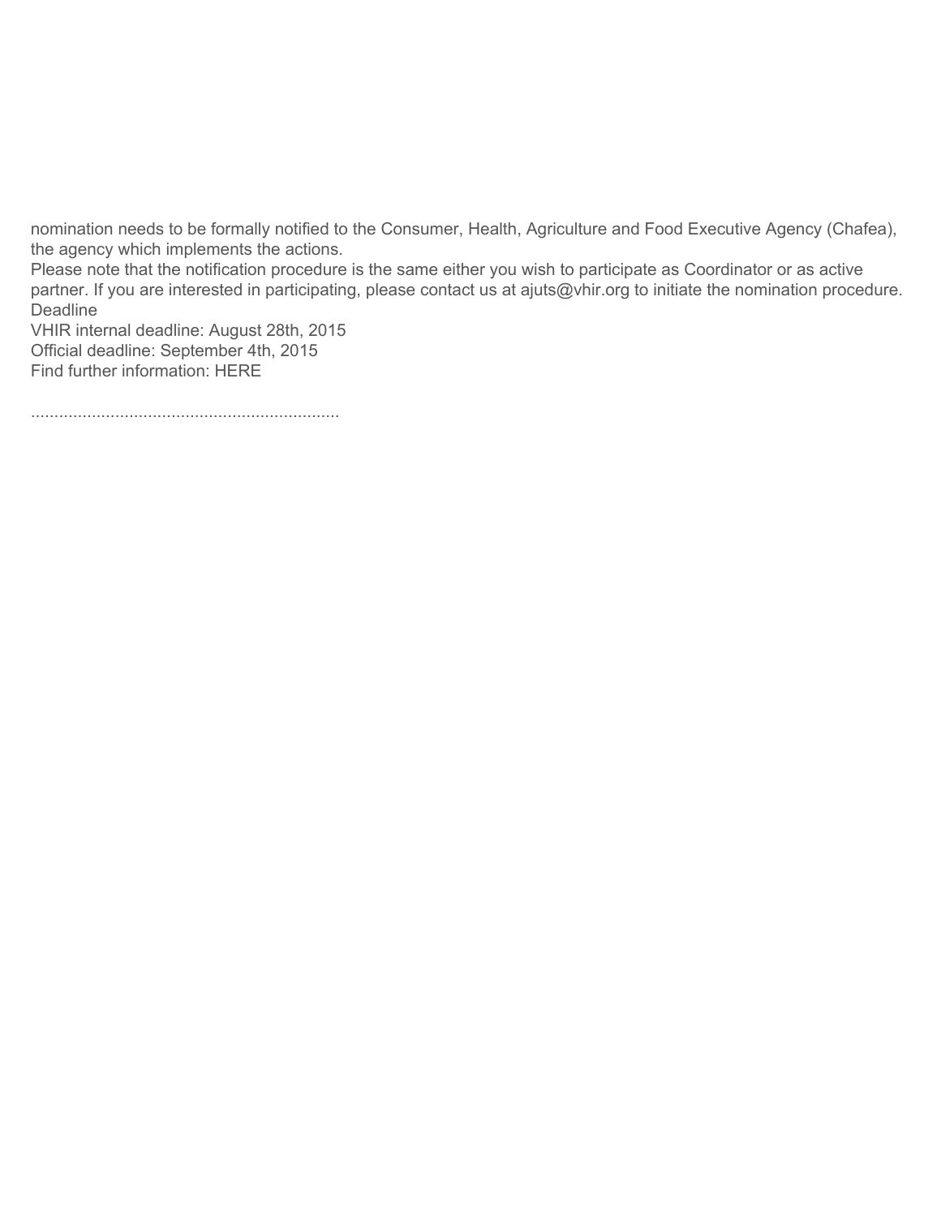nomination needs to be formally notified to the Consumer, Health, Agriculture and Food Executive Agency (Chafea), the agency which implements the actions.

Please note that the notification procedure is the same either you wish to participate as Coordinator or as active partner. If you are interested in participating, please contact us at ajuts@vhir.org to initiate the nomination procedure.

Deadline

VHIR internal deadline: August 28th, 2015
Official deadline: September 4th, 2015
Find further information: HERE

.................................................................